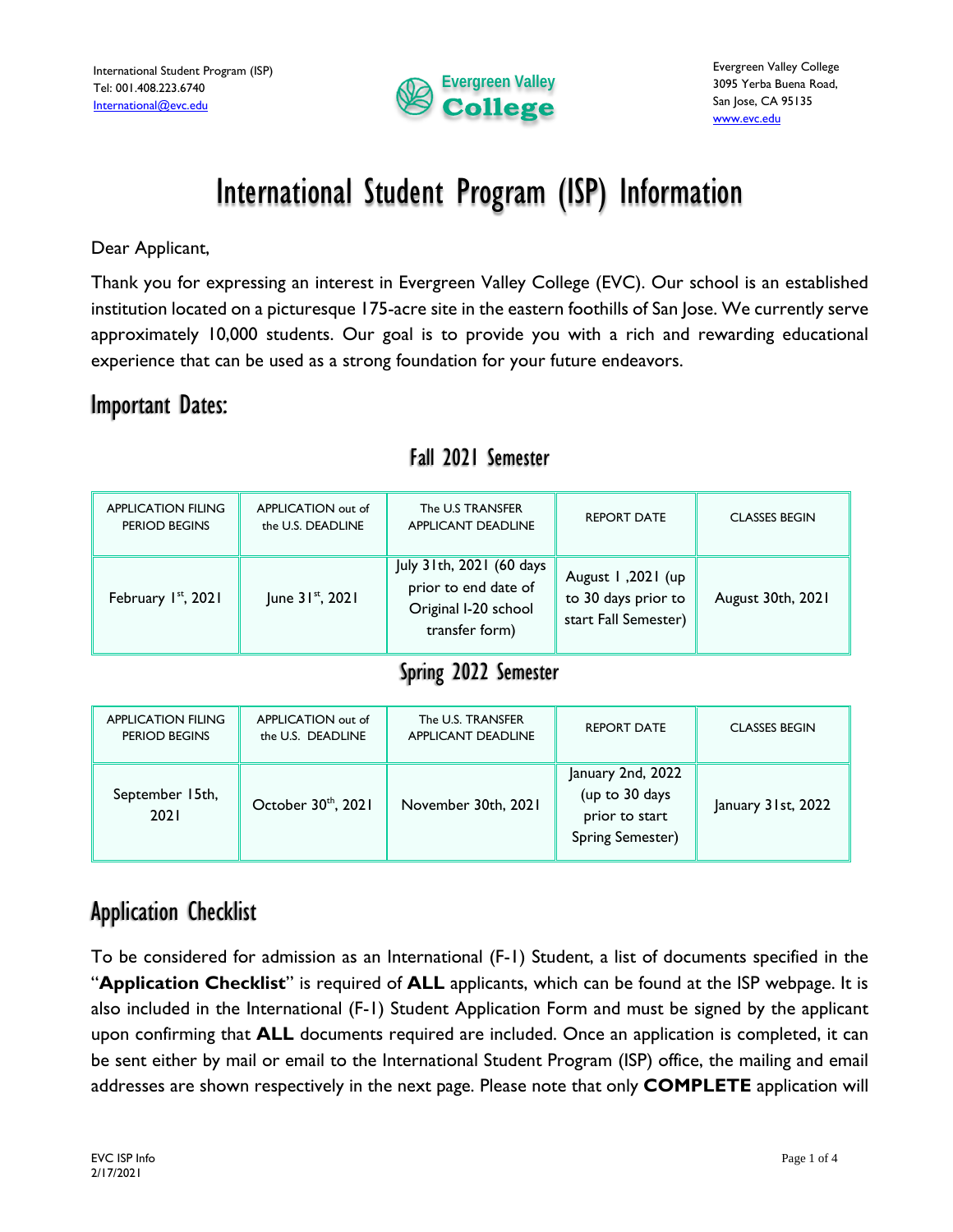International Student Program (ISP)
Tel: 001.408.223.6740
International@evc.edu

Evergreen Valley College

Evergreen Valley College
3095 Yerba Buena Road,
San Jose, CA 95135
www.evc.edu

# International Student Program (ISP) Information

Dear Applicant,

Thank you for expressing an interest in Evergreen Valley College (EVC). Our school is an established institution located on a picturesque 175-acre site in the eastern foothills of San Jose. We currently serve approximately 10,000 students. Our goal is to provide you with a rich and rewarding educational experience that can be used as a strong foundation for your future endeavors.

## Important Dates:

### Fall 2021 Semester

| APPLICATION FILING PERIOD BEGINS | APPLICATION out of the U.S. DEADLINE | The U.S TRANSFER APPLICANT DEADLINE | REPORT DATE | CLASSES BEGIN |
|---|---|---|---|---|
| February 1st, 2021 | June 31st, 2021 | July 31th, 2021 (60 days prior to end date of Original I-20 school transfer form) | August 1 ,2021 (up to 30 days prior to start Fall Semester) | August 30th, 2021 |

### Spring 2022 Semester

| APPLICATION FILING PERIOD BEGINS | APPLICATION out of the U.S. DEADLINE | The U.S. TRANSFER APPLICANT DEADLINE | REPORT DATE | CLASSES BEGIN |
|---|---|---|---|---|
| September 15th, 2021 | October 30th, 2021 | November 30th, 2021 | January 2nd, 2022 (up to 30 days prior to start Spring Semester) | January 31st, 2022 |

## Application Checklist

To be considered for admission as an International (F-1) Student, a list of documents specified in the "**Application Checklist**" is required of **ALL** applicants, which can be found at the ISP webpage. It is also included in the International (F-1) Student Application Form and must be signed by the applicant upon confirming that **ALL** documents required are included. Once an application is completed, it can be sent either by mail or email to the International Student Program (ISP) office, the mailing and email addresses are shown respectively in the next page. Please note that only **COMPLETE** application will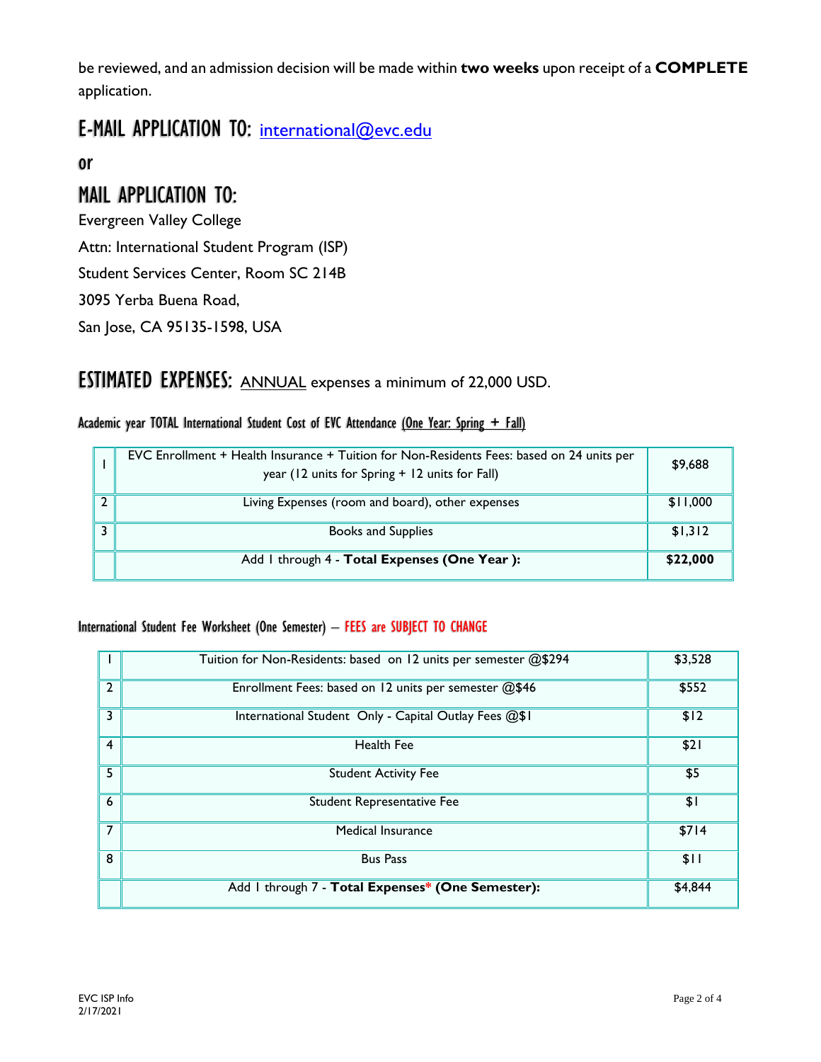be reviewed, and an admission decision will be made within **two weeks** upon receipt of a **COMPLETE** application.

## E-MAIL APPLICATION TO: international@evc.edu

## or

## MAIL APPLICATION TO:

Evergreen Valley College

Attn: International Student Program (ISP)

Student Services Center, Room SC 214B

3095 Yerba Buena Road,

San Jose, CA 95135-1598, USA

## ESTIMATED EXPENSES: ANNUAL expenses a minimum of 22,000 USD.

### Academic year TOTAL International Student Cost of EVC Attendance (One Year: Spring + Fall)

| | | |
|---|---|---|
| 1 | EVC Enrollment + Health Insurance + Tuition for Non-Residents Fees: based on 24 units per year (12 units for Spring + 12 units for Fall) | $9,688 |
| 2 | Living Expenses (room and board), other expenses | $11,000 |
| 3 | Books and Supplies | $1,312 |
| | Add 1 through 4 - **Total Expenses (One Year ):** | **$22,000** |

### International Student Fee Worksheet (One Semester) – FEES are SUBJECT TO CHANGE

| | | |
|---|---|---|
| 1 | Tuition for Non-Residents: based on 12 units per semester @$294 | $3,528 |
| 2 | Enrollment Fees: based on 12 units per semester @$46 | $552 |
| 3 | International Student Only - Capital Outlay Fees @$1 | $12 |
| 4 | Health Fee | $21 |
| 5 | Student Activity Fee | $5 |
| 6 | Student Representative Fee | $1 |
| 7 | Medical Insurance | $714 |
| 8 | Bus Pass | $11 |
| | Add 1 through 7 - **Total Expenses* (One Semester):** | $4,844 |

EVC ISP Info
2/17/2021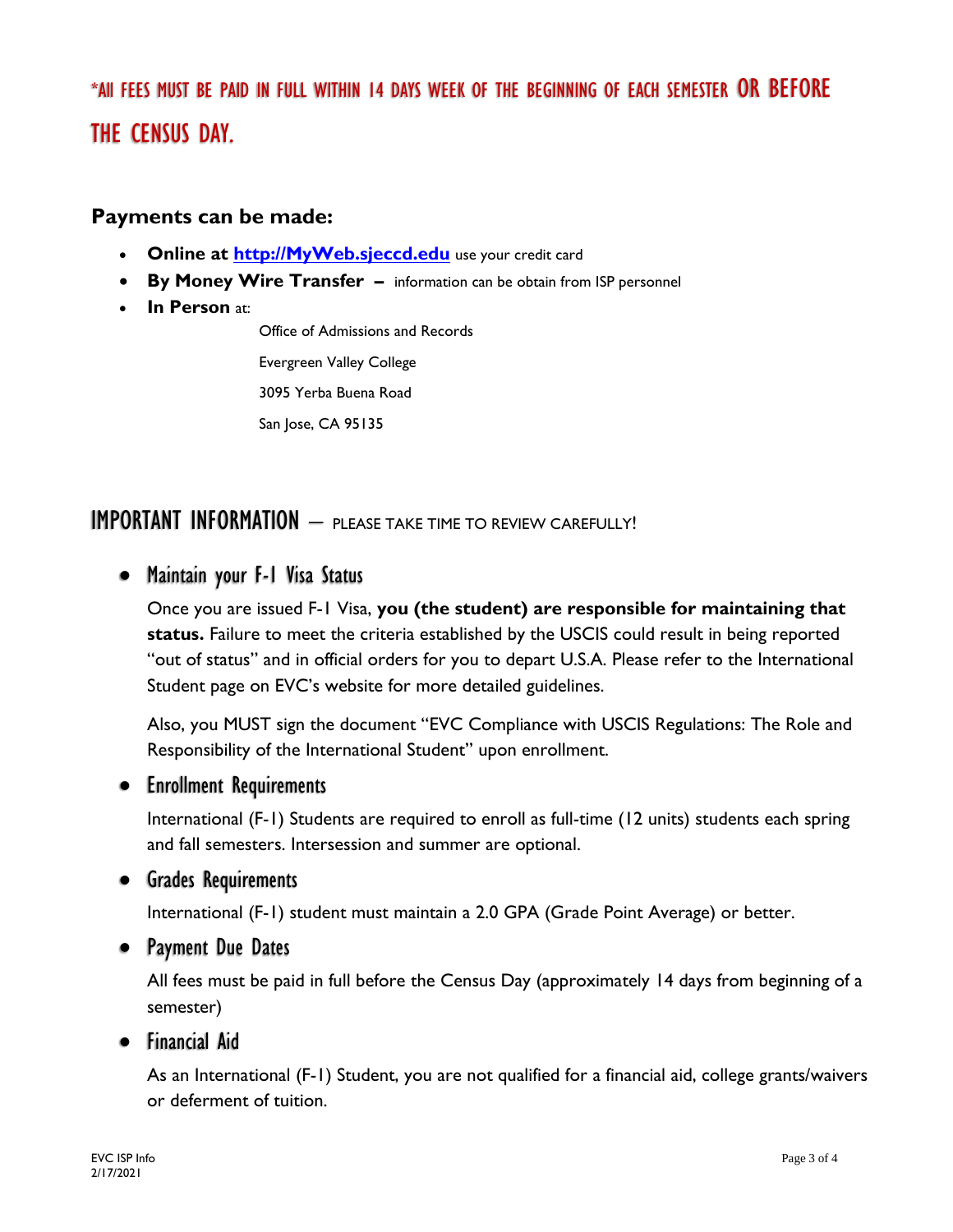**\*All fees must be paid in full within 14 days week of the beginning of each semester OR BEFORE THE CENSUS DAY.**

### Payments can be made:

- **Online at [http://MyWeb.sjeccd.edu](http://MyWeb.sjeccd.edu)** use your credit card
- **By Money Wire Transfer –** information can be obtain from ISP personnel
- **In Person** at:

  Office of Admissions and Records

  Evergreen Valley College

  3095 Yerba Buena Road

  San Jose, CA 95135

## IMPORTANT INFORMATION – PLEASE TAKE TIME TO REVIEW CAREFULLY!

- **Maintain your F-1 Visa Status**

  Once you are issued F-1 Visa, **you (the student) are responsible for maintaining that status.** Failure to meet the criteria established by the USCIS could result in being reported "out of status" and in official orders for you to depart U.S.A. Please refer to the International Student page on EVC's website for more detailed guidelines.

  Also, you MUST sign the document "EVC Compliance with USCIS Regulations: The Role and Responsibility of the International Student" upon enrollment.

- **Enrollment Requirements**

  International (F-1) Students are required to enroll as full-time (12 units) students each spring and fall semesters. Intersession and summer are optional.

- **Grades Requirements**

  International (F-1) student must maintain a 2.0 GPA (Grade Point Average) or better.

- **Payment Due Dates**

  All fees must be paid in full before the Census Day (approximately 14 days from beginning of a semester)

- **Financial Aid**

  As an International (F-1) Student, you are not qualified for a financial aid, college grants/waivers or deferment of tuition.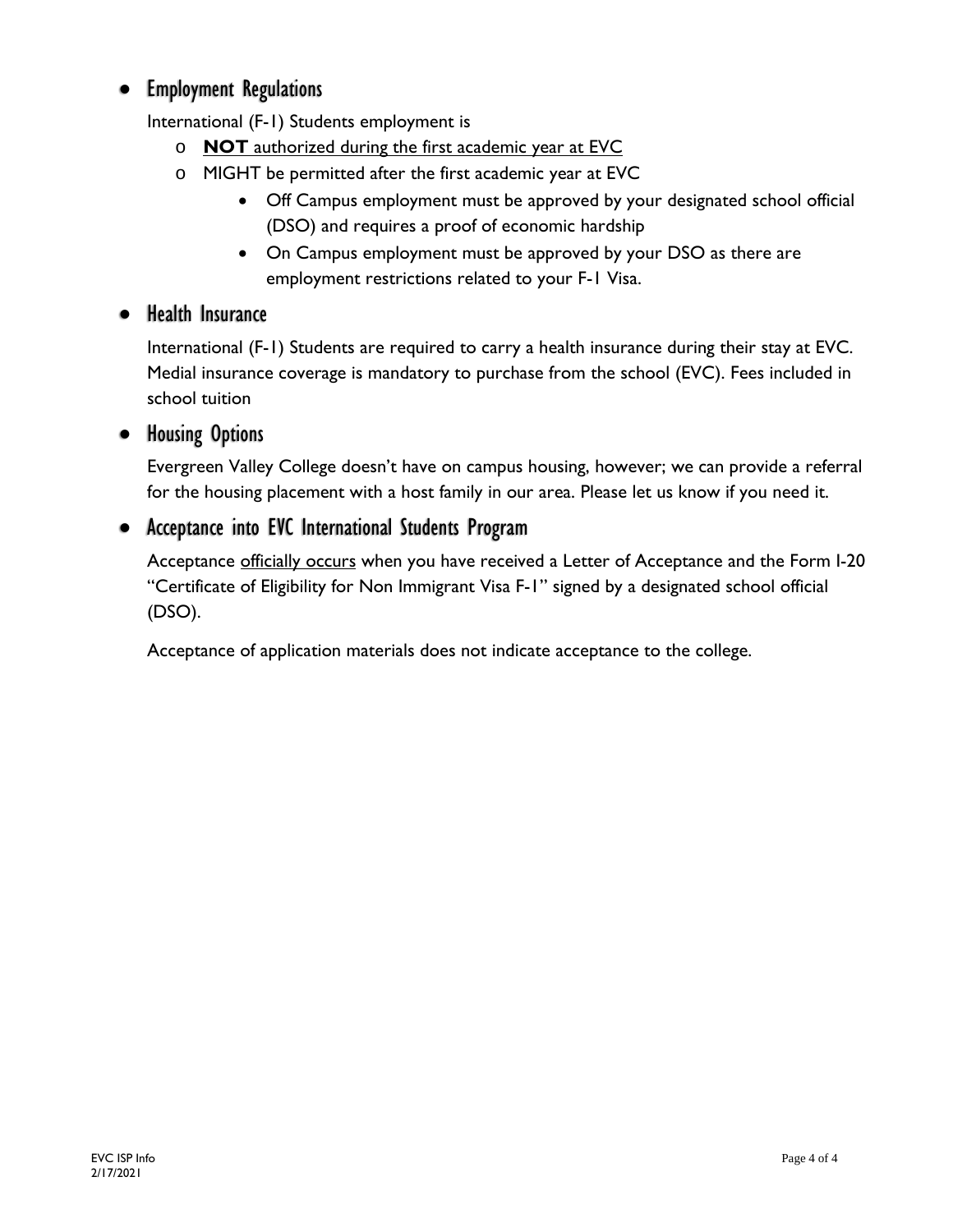- ## Employment Regulations

  International (F-1) Students employment is

  - <u>**NOT** authorized during the first academic year at EVC</u>
  - MIGHT be permitted after the first academic year at EVC
    - Off Campus employment must be approved by your designated school official (DSO) and requires a proof of economic hardship
    - On Campus employment must be approved by your DSO as there are employment restrictions related to your F-1 Visa.

- ## Health Insurance

  International (F-1) Students are required to carry a health insurance during their stay at EVC. Medial insurance coverage is mandatory to purchase from the school (EVC). Fees included in school tuition

- ## Housing Options

  Evergreen Valley College doesn't have on campus housing, however; we can provide a referral for the housing placement with a host family in our area. Please let us know if you need it.

- ## Acceptance into EVC International Students Program

  Acceptance <u>officially occurs</u> when you have received a Letter of Acceptance and the Form I-20 "Certificate of Eligibility for Non Immigrant Visa F-1" signed by a designated school official (DSO).

  Acceptance of application materials does not indicate acceptance to the college.

EVC ISP Info
2/17/2021